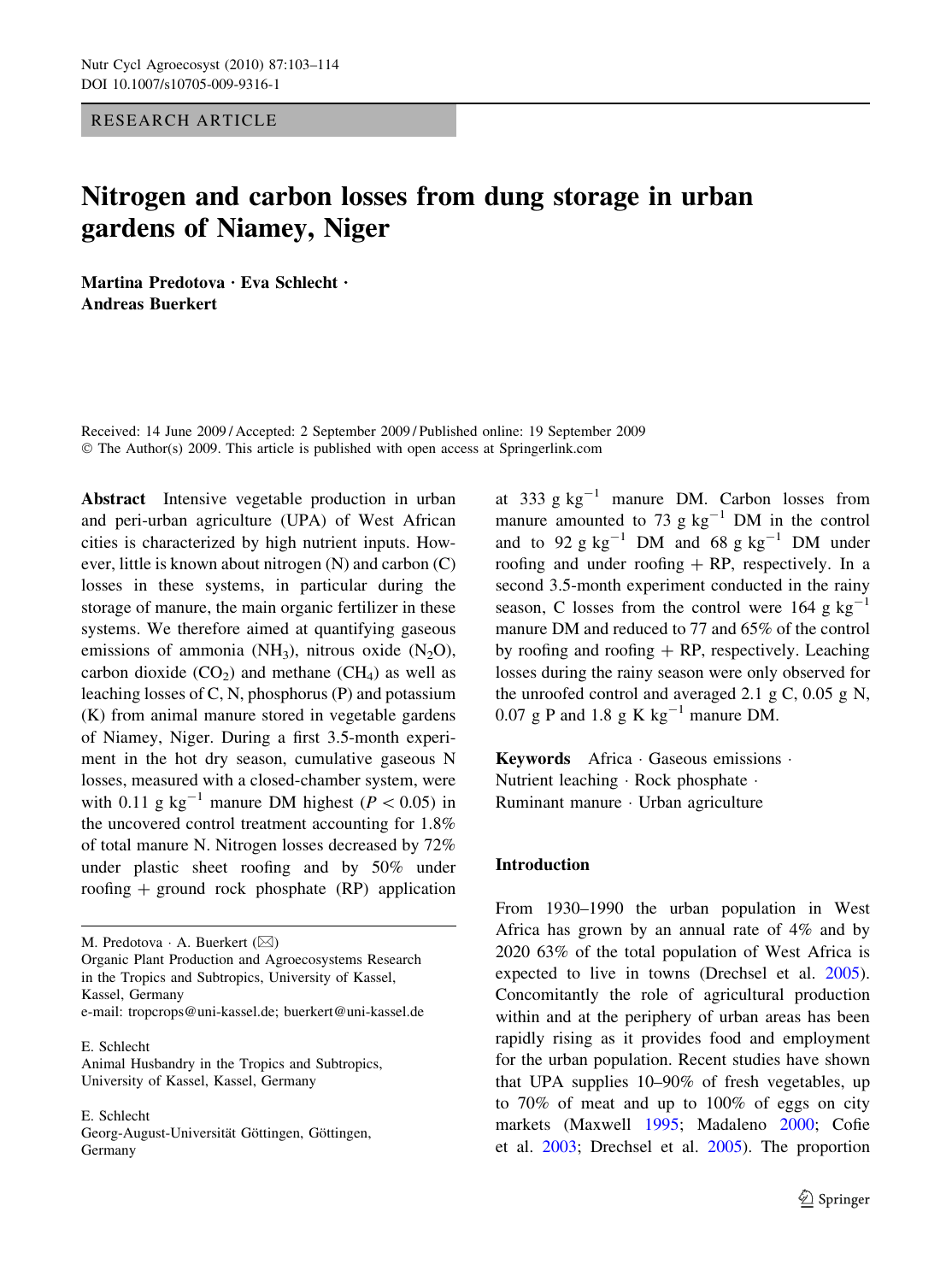RESEARCH ARTICLE

# Nitrogen and carbon losses from dung storage in urban gardens of Niamey, Niger

**Martina Predotova · Eva Schlecht · Andreas Buerkert**

Received: 14 June 2009 / Accepted: 2 September 2009 / Published online: 19 September 2009
© The Author(s) 2009. This article is published with open access at Springerlink.com

**Abstract** Intensive vegetable production in urban and peri-urban agriculture (UPA) of West African cities is characterized by high nutrient inputs. However, little is known about nitrogen (N) and carbon (C) losses in these systems, in particular during the storage of manure, the main organic fertilizer in these systems. We therefore aimed at quantifying gaseous emissions of ammonia ($NH_3$), nitrous oxide ($N_2O$), carbon dioxide ($CO_2$) and methane ($CH_4$) as well as leaching losses of C, N, phosphorus (P) and potassium (K) from animal manure stored in vegetable gardens of Niamey, Niger. During a first 3.5-month experiment in the hot dry season, cumulative gaseous N losses, measured with a closed-chamber system, were with 0.11 g $kg^{-1}$ manure DM highest ($P < 0.05$) in the uncovered control treatment accounting for 1.8% of total manure N. Nitrogen losses decreased by 72% under plastic sheet roofing and by 50% under roofing + ground rock phosphate (RP) application at 333 g $kg^{-1}$ manure DM. Carbon losses from manure amounted to 73 g $kg^{-1}$ DM in the control and to 92 g $kg^{-1}$ DM and 68 g $kg^{-1}$ DM under roofing and under roofing + RP, respectively. In a second 3.5-month experiment conducted in the rainy season, C losses from the control were 164 g $kg^{-1}$ manure DM and reduced to 77 and 65% of the control by roofing and roofing + RP, respectively. Leaching losses during the rainy season were only observed for the unroofed control and averaged 2.1 g C, 0.05 g N, 0.07 g P and 1.8 g K $kg^{-1}$ manure DM.

**Keywords** Africa · Gaseous emissions · Nutrient leaching · Rock phosphate · Ruminant manure · Urban agriculture

M. Predotova · A. Buerkert (✉)
Organic Plant Production and Agroecosystems Research in the Tropics and Subtropics, University of Kassel, Kassel, Germany
e-mail: tropcrops@uni-kassel.de; buerkert@uni-kassel.de

E. Schlecht
Animal Husbandry in the Tropics and Subtropics, University of Kassel, Kassel, Germany

E. Schlecht
Georg-August-Universität Göttingen, Göttingen, Germany

## Introduction

From 1930–1990 the urban population in West Africa has grown by an annual rate of 4% and by 2020 63% of the total population of West Africa is expected to live in towns (Drechsel et al. 2005). Concomitantly the role of agricultural production within and at the periphery of urban areas has been rapidly rising as it provides food and employment for the urban population. Recent studies have shown that UPA supplies 10–90% of fresh vegetables, up to 70% of meat and up to 100% of eggs on city markets (Maxwell 1995; Madaleno 2000; Cofie et al. 2003; Drechsel et al. 2005). The proportion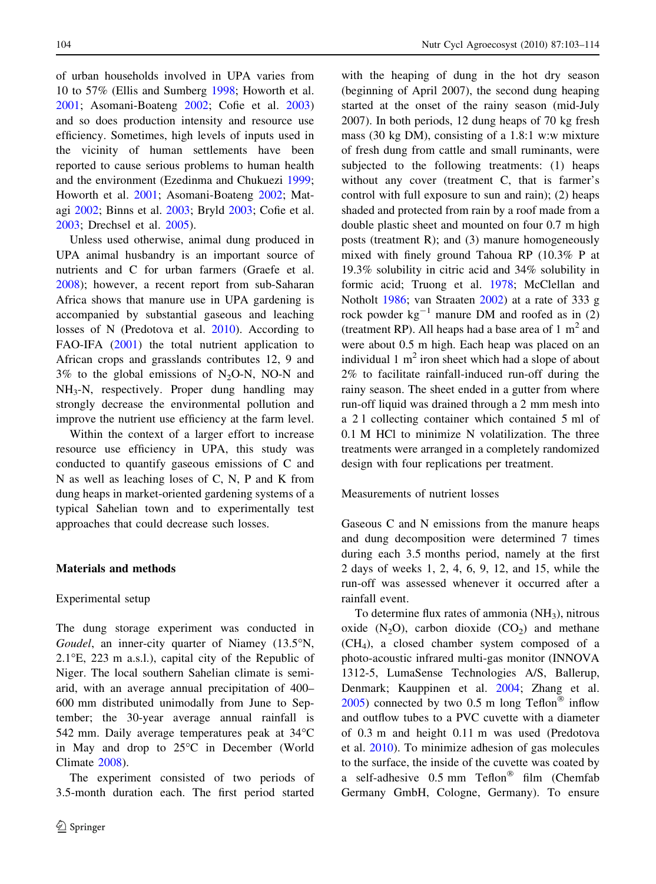of urban households involved in UPA varies from 10 to 57% (Ellis and Sumberg 1998; Howorth et al. 2001; Asomani-Boateng 2002; Cofie et al. 2003) and so does production intensity and resource use efficiency. Sometimes, high levels of inputs used in the vicinity of human settlements have been reported to cause serious problems to human health and the environment (Ezedinma and Chukuezi 1999; Howorth et al. 2001; Asomani-Boateng 2002; Matagi 2002; Binns et al. 2003; Bryld 2003; Cofie et al. 2003; Drechsel et al. 2005).

Unless used otherwise, animal dung produced in UPA animal husbandry is an important source of nutrients and C for urban farmers (Graefe et al. 2008); however, a recent report from sub-Saharan Africa shows that manure use in UPA gardening is accompanied by substantial gaseous and leaching losses of N (Predotova et al. 2010). According to FAO-IFA (2001) the total nutrient application to African crops and grasslands contributes 12, 9 and 3% to the global emissions of $N_2O$-N, NO-N and $NH_3$-N, respectively. Proper dung handling may strongly decrease the environmental pollution and improve the nutrient use efficiency at the farm level.

Within the context of a larger effort to increase resource use efficiency in UPA, this study was conducted to quantify gaseous emissions of C and N as well as leaching loses of C, N, P and K from dung heaps in market-oriented gardening systems of a typical Sahelian town and to experimentally test approaches that could decrease such losses.

## Materials and methods

### Experimental setup

The dung storage experiment was conducted in *Goudel*, an inner-city quarter of Niamey (13.5°N, 2.1°E, 223 m a.s.l.), capital city of the Republic of Niger. The local southern Sahelian climate is semi-arid, with an average annual precipitation of 400–600 mm distributed unimodally from June to September; the 30-year average annual rainfall is 542 mm. Daily average temperatures peak at 34°C in May and drop to 25°C in December (World Climate 2008).

The experiment consisted of two periods of 3.5-month duration each. The first period started with the heaping of dung in the hot dry season (beginning of April 2007), the second dung heaping started at the onset of the rainy season (mid-July 2007). In both periods, 12 dung heaps of 70 kg fresh mass (30 kg DM), consisting of a 1.8:1 w:w mixture of fresh dung from cattle and small ruminants, were subjected to the following treatments: (1) heaps without any cover (treatment C, that is farmer's control with full exposure to sun and rain); (2) heaps shaded and protected from rain by a roof made from a double plastic sheet and mounted on four 0.7 m high posts (treatment R); and (3) manure homogeneously mixed with finely ground Tahoua RP (10.3% P at 19.3% solubility in citric acid and 34% solubility in formic acid; Truong et al. 1978; McClellan and Notholt 1986; van Straaten 2002) at a rate of 333 g rock powder $kg^{-1}$ manure DM and roofed as in (2) (treatment RP). All heaps had a base area of 1 $m^2$ and were about 0.5 m high. Each heap was placed on an individual 1 $m^2$ iron sheet which had a slope of about 2% to facilitate rainfall-induced run-off during the rainy season. The sheet ended in a gutter from where run-off liquid was drained through a 2 mm mesh into a 2 l collecting container which contained 5 ml of 0.1 M HCl to minimize N volatilization. The three treatments were arranged in a completely randomized design with four replications per treatment.

### Measurements of nutrient losses

Gaseous C and N emissions from the manure heaps and dung decomposition were determined 7 times during each 3.5 months period, namely at the first 2 days of weeks 1, 2, 4, 6, 9, 12, and 15, while the run-off was assessed whenever it occurred after a rainfall event.

To determine flux rates of ammonia ($NH_3$), nitrous oxide ($N_2O$), carbon dioxide ($CO_2$) and methane ($CH_4$), a closed chamber system composed of a photo-acoustic infrared multi-gas monitor (INNOVA 1312-5, LumaSense Technologies A/S, Ballerup, Denmark; Kauppinen et al. 2004; Zhang et al. 2005) connected by two 0.5 m long Teflon® inflow and outflow tubes to a PVC cuvette with a diameter of 0.3 m and height 0.11 m was used (Predotova et al. 2010). To minimize adhesion of gas molecules to the surface, the inside of the cuvette was coated by a self-adhesive 0.5 mm Teflon® film (Chemfab Germany GmbH, Cologne, Germany). To ensure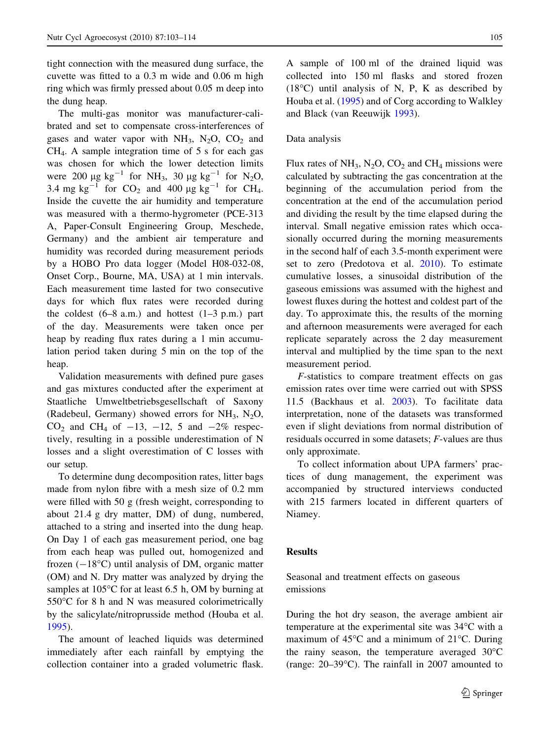tight connection with the measured dung surface, the cuvette was fitted to a 0.3 m wide and 0.06 m high ring which was firmly pressed about 0.05 m deep into the dung heap.

The multi-gas monitor was manufacturer-calibrated and set to compensate cross-interferences of gases and water vapor with $NH_3$, $N_2O$, $CO_2$ and $CH_4$. A sample integration time of 5 s for each gas was chosen for which the lower detection limits were 200 $\mu g\ kg^{-1}$ for $NH_3$, 30 $\mu g\ kg^{-1}$ for $N_2O$, 3.4 $mg\ kg^{-1}$ for $CO_2$ and 400 $\mu g\ kg^{-1}$ for $CH_4$. Inside the cuvette the air humidity and temperature was measured with a thermo-hygrometer (PCE-313 A, Paper-Consult Engineering Group, Meschede, Germany) and the ambient air temperature and humidity was recorded during measurement periods by a HOBO Pro data logger (Model H08-032-08, Onset Corp., Bourne, MA, USA) at 1 min intervals. Each measurement time lasted for two consecutive days for which flux rates were recorded during the coldest (6–8 a.m.) and hottest (1–3 p.m.) part of the day. Measurements were taken once per heap by reading flux rates during a 1 min accumulation period taken during 5 min on the top of the heap.

Validation measurements with defined pure gases and gas mixtures conducted after the experiment at Staatliche Umweltbetriebsgesellschaft of Saxony (Radebeul, Germany) showed errors for $NH_3$, $N_2O$, $CO_2$ and $CH_4$ of −13, −12, 5 and −2% respectively, resulting in a possible underestimation of N losses and a slight overestimation of C losses with our setup.

To determine dung decomposition rates, litter bags made from nylon fibre with a mesh size of 0.2 mm were filled with 50 g (fresh weight, corresponding to about 21.4 g dry matter, DM) of dung, numbered, attached to a string and inserted into the dung heap. On Day 1 of each gas measurement period, one bag from each heap was pulled out, homogenized and frozen (−18°C) until analysis of DM, organic matter (OM) and N. Dry matter was analyzed by drying the samples at 105°C for at least 6.5 h, OM by burning at 550°C for 8 h and N was measured colorimetrically by the salicylate/nitroprusside method (Houba et al. 1995).

The amount of leached liquids was determined immediately after each rainfall by emptying the collection container into a graded volumetric flask. A sample of 100 ml of the drained liquid was collected into 150 ml flasks and stored frozen (18°C) until analysis of N, P, K as described by Houba et al. (1995) and of Corg according to Walkley and Black (van Reeuwijk 1993).

### Data analysis

Flux rates of $NH_3$, $N_2O$, $CO_2$ and $CH_4$ missions were calculated by subtracting the gas concentration at the beginning of the accumulation period from the concentration at the end of the accumulation period and dividing the result by the time elapsed during the interval. Small negative emission rates which occasionally occurred during the morning measurements in the second half of each 3.5-month experiment were set to zero (Predotova et al. 2010). To estimate cumulative losses, a sinusoidal distribution of the gaseous emissions was assumed with the highest and lowest fluxes during the hottest and coldest part of the day. To approximate this, the results of the morning and afternoon measurements were averaged for each replicate separately across the 2 day measurement interval and multiplied by the time span to the next measurement period.

*F*-statistics to compare treatment effects on gas emission rates over time were carried out with SPSS 11.5 (Backhaus et al. 2003). To facilitate data interpretation, none of the datasets was transformed even if slight deviations from normal distribution of residuals occurred in some datasets; *F*-values are thus only approximate.

To collect information about UPA farmers' practices of dung management, the experiment was accompanied by structured interviews conducted with 215 farmers located in different quarters of Niamey.

## Results

### Seasonal and treatment effects on gaseous emissions

During the hot dry season, the average ambient air temperature at the experimental site was 34°C with a maximum of 45°C and a minimum of 21°C. During the rainy season, the temperature averaged 30°C (range: 20–39°C). The rainfall in 2007 amounted to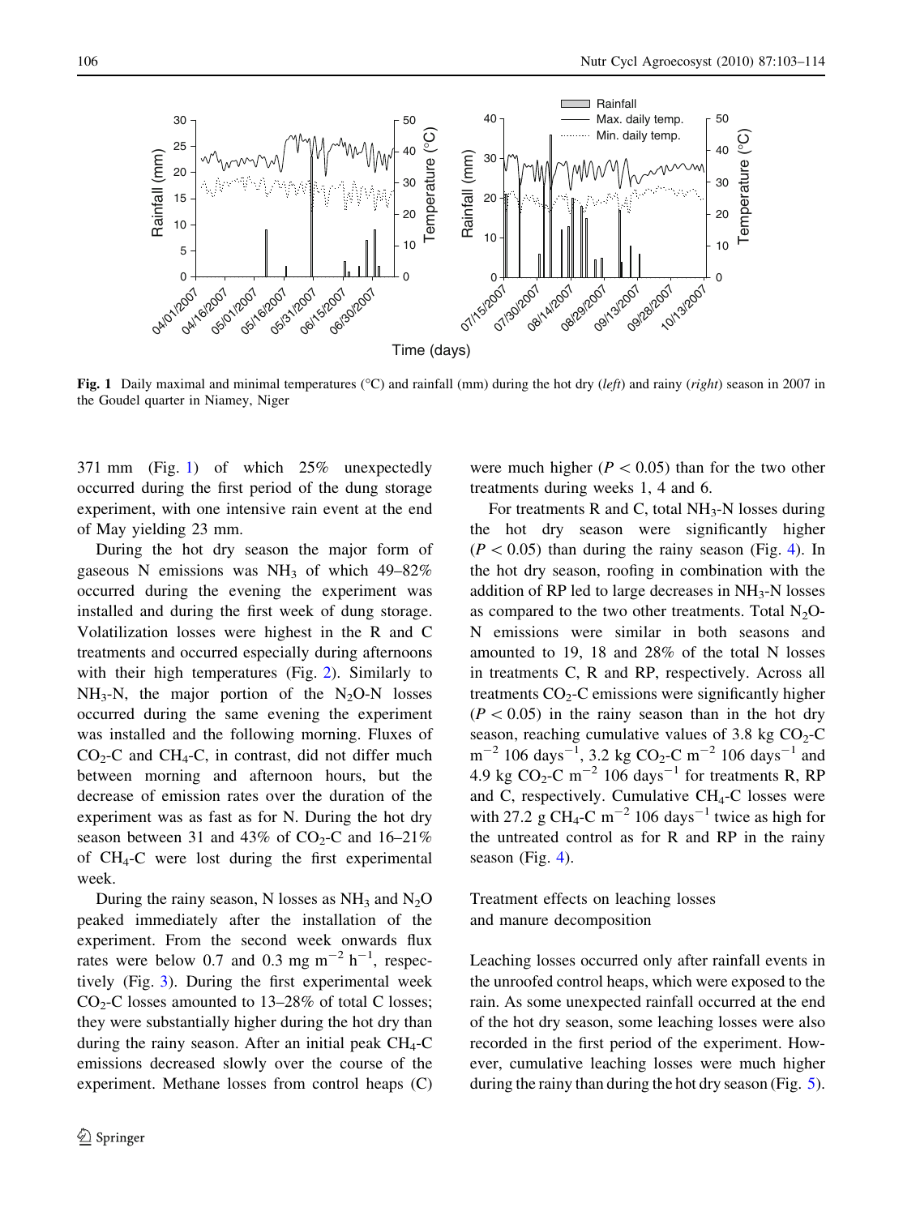Rainfall
Max. daily temp.
Min. daily temp.

Rainfall (mm)
Temperature (°C)

30
25
20
15
10
5
0

50
40
30
20
10
0

04/01/2007
04/16/2007
05/01/2007
05/16/2007
05/31/2007
06/15/2007
06/30/2007

40
30
20
10
0

07/15/2007
07/30/2007
08/14/2007
08/29/2007
09/13/2007
09/28/2007
10/13/2007

Time (days)

**Fig. 1** Daily maximal and minimal temperatures (°C) and rainfall (mm) during the hot dry (*left*) and rainy (*right*) season in 2007 in the Goudel quarter in Niamey, Niger

371 mm (Fig. 1) of which 25% unexpectedly occurred during the first period of the dung storage experiment, with one intensive rain event at the end of May yielding 23 mm.

During the hot dry season the major form of gaseous N emissions was $NH_3$ of which 49–82% occurred during the evening the experiment was installed and during the first week of dung storage. Volatilization losses were highest in the R and C treatments and occurred especially during afternoons with their high temperatures (Fig. 2). Similarly to $NH_3$-N, the major portion of the $N_2O$-N losses occurred during the same evening the experiment was installed and the following morning. Fluxes of $CO_2$-C and $CH_4$-C, in contrast, did not differ much between morning and afternoon hours, but the decrease of emission rates over the duration of the experiment was as fast as for N. During the hot dry season between 31 and 43% of $CO_2$-C and 16–21% of $CH_4$-C were lost during the first experimental week.

During the rainy season, N losses as $NH_3$ and $N_2O$ peaked immediately after the installation of the experiment. From the second week onwards flux rates were below 0.7 and 0.3 mg $m^{-2}$ $h^{-1}$, respectively (Fig. 3). During the first experimental week $CO_2$-C losses amounted to 13–28% of total C losses; they were substantially higher during the hot dry than during the rainy season. After an initial peak $CH_4$-C emissions decreased slowly over the course of the experiment. Methane losses from control heaps (C) were much higher ($P < 0.05$) than for the two other treatments during weeks 1, 4 and 6.

For treatments R and C, total $NH_3$-N losses during the hot dry season were significantly higher ($P < 0.05$) than during the rainy season (Fig. 4). In the hot dry season, roofing in combination with the addition of RP led to large decreases in $NH_3$-N losses as compared to the two other treatments. Total $N_2O$-N emissions were similar in both seasons and amounted to 19, 18 and 28% of the total N losses in treatments C, R and RP, respectively. Across all treatments $CO_2$-C emissions were significantly higher ($P < 0.05$) in the rainy season than in the hot dry season, reaching cumulative values of 3.8 kg $CO_2$-C $m^{-2}$ 106 $days^{-1}$, 3.2 kg $CO_2$-C $m^{-2}$ 106 $days^{-1}$ and 4.9 kg $CO_2$-C $m^{-2}$ 106 $days^{-1}$ for treatments R, RP and C, respectively. Cumulative $CH_4$-C losses were with 27.2 g $CH_4$-C $m^{-2}$ 106 $days^{-1}$ twice as high for the untreated control as for R and RP in the rainy season (Fig. 4).

### Treatment effects on leaching losses and manure decomposition

Leaching losses occurred only after rainfall events in the unroofed control heaps, which were exposed to the rain. As some unexpected rainfall occurred at the end of the hot dry season, some leaching losses were also recorded in the first period of the experiment. However, cumulative leaching losses were much higher during the rainy than during the hot dry season (Fig. 5).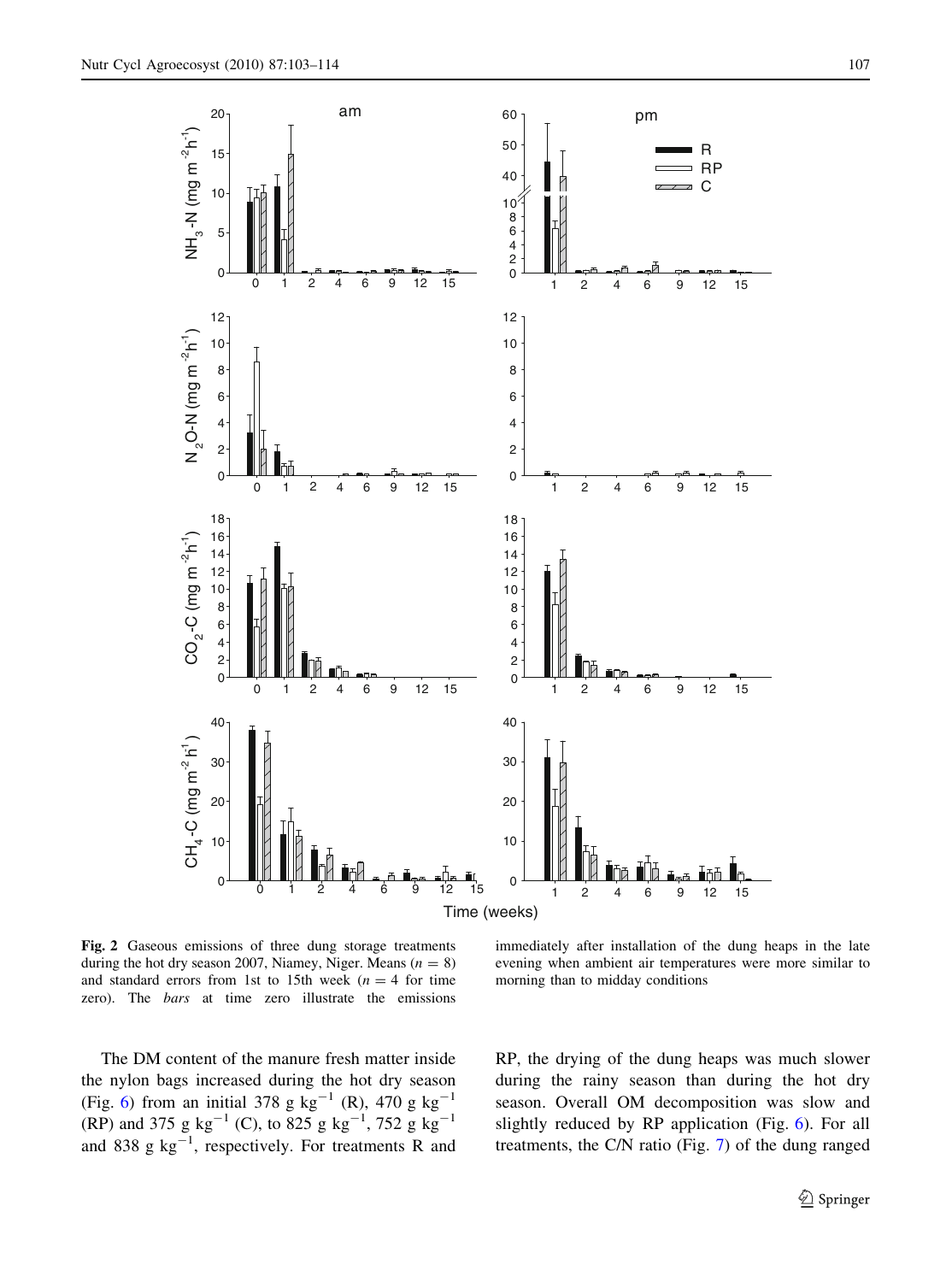am

pm

$NH_3$-N (mg m$^{-2}$h$^{-1}$)

R

RP

C

$N_2O$-N (mg m$^{-2}$h$^{-1}$)

$CO_2$-C (mg m$^{-2}$h$^{-1}$)

$CH_4$-C (mg m$^{-2}$ h$^{-1}$)

Time (weeks)

**Fig. 2** Gaseous emissions of three dung storage treatments during the hot dry season 2007, Niamey, Niger. Means ($n = 8$) and standard errors from 1st to 15th week ($n = 4$ for time zero). The *bars* at time zero illustrate the emissions immediately after installation of the dung heaps in the late evening when ambient air temperatures were more similar to morning than to midday conditions

The DM content of the manure fresh matter inside the nylon bags increased during the hot dry season (Fig. 6) from an initial 378 g kg$^{-1}$ (R), 470 g kg$^{-1}$ (RP) and 375 g kg$^{-1}$ (C), to 825 g kg$^{-1}$, 752 g kg$^{-1}$ and 838 g kg$^{-1}$, respectively. For treatments R and RP, the drying of the dung heaps was much slower during the rainy season than during the hot dry season. Overall OM decomposition was slow and slightly reduced by RP application (Fig. 6). For all treatments, the C/N ratio (Fig. 7) of the dung ranged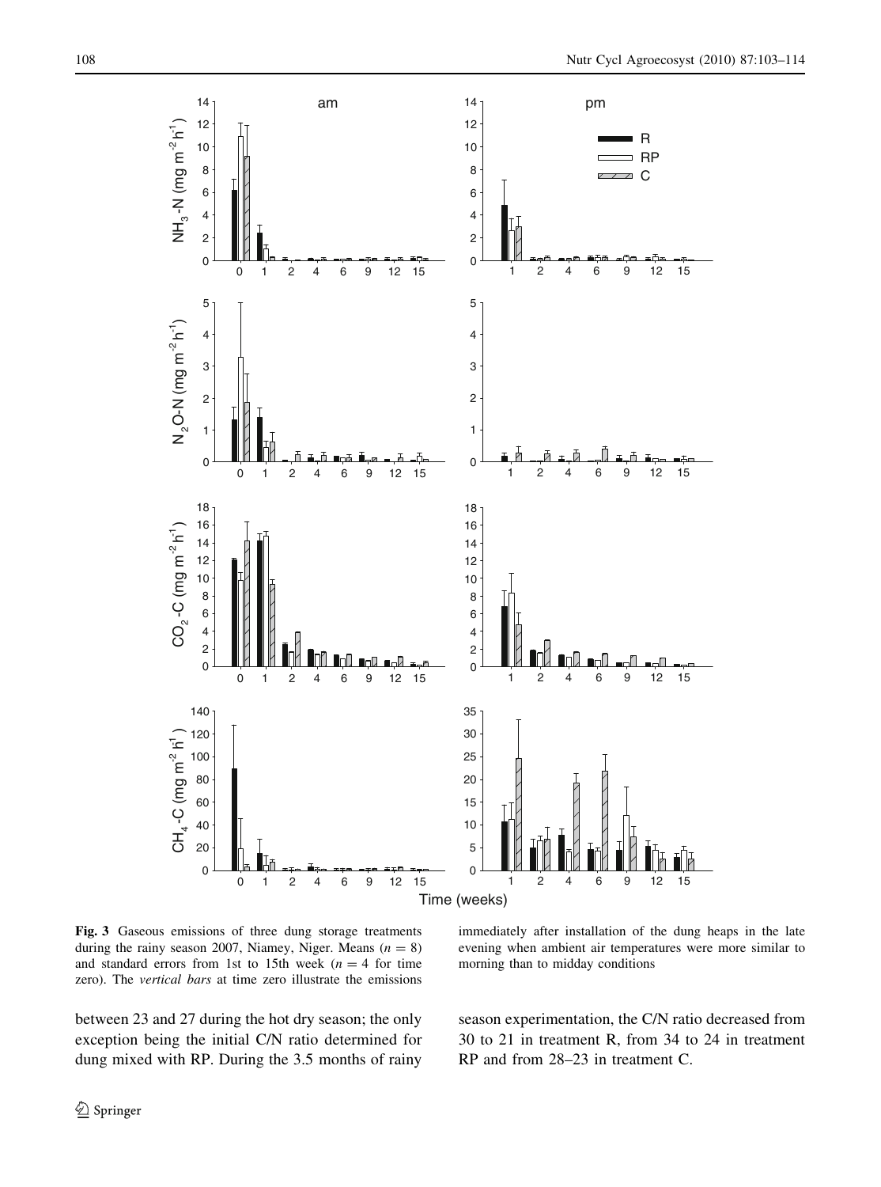am

pm

R

RP

C

$NH_3$-N (mg m$^{-2}$ h$^{-1}$)

14
12
10
8
6
4
2
0

0 1 2 4 6 9 12 15

1 2 4 6 9 12 15

$N_2O$-N (mg m$^{-2}$ h$^{-1}$)

5
4
3
2
1
0

$CO_2$-C (mg m$^{-2}$ h$^{-1}$)

18
16
14
12
10
8
6
4
2
0

$CH_4$-C (mg m$^{-2}$ h$^{-1}$)

140
120
100
80
60
40
20
0

35
30
25
20
15
10
5
0

Time (weeks)

**Fig. 3** Gaseous emissions of three dung storage treatments during the rainy season 2007, Niamey, Niger. Means ($n = 8$) and standard errors from 1st to 15th week ($n = 4$ for time zero). The *vertical bars* at time zero illustrate the emissions immediately after installation of the dung heaps in the late evening when ambient air temperatures were more similar to morning than to midday conditions

between 23 and 27 during the hot dry season; the only exception being the initial C/N ratio determined for dung mixed with RP. During the 3.5 months of rainy season experimentation, the C/N ratio decreased from 30 to 21 in treatment R, from 34 to 24 in treatment RP and from 28–23 in treatment C.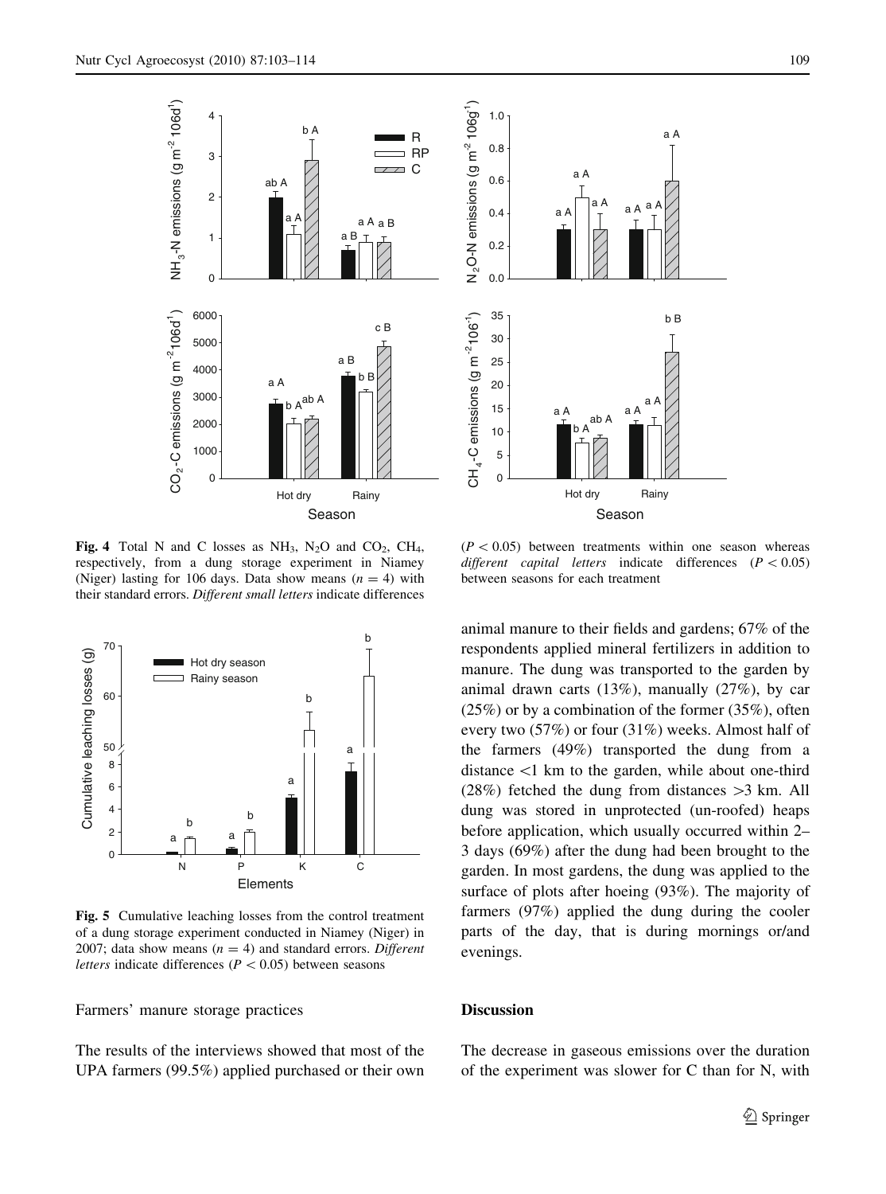4

3

2

1

0

$NH_3$-N emissions (g m$^{-2}$ 106d$^{-1}$)

ab A

a A

b A

a B

a A

a B

R

RP

C

1.0

0.8

0.6

0.4

0.2

0.0

$N_2O$-N emissions (g m$^{-2}$ 106g$^{-1}$)

a A

a A

a A

a A

a A

a A

6000

5000

4000

3000

2000

1000

0

$CO_2$-C emissions (g m$^{-2}$ 106d$^{-1}$)

a A

b A

ab A

a B

b B

c B

Hot dry

Rainy

Season

35

30

25

20

15

10

5

0

$CH_4$-C emissions (g m$^{-2}$ 106$^{-1}$)

a A

b A

ab A

a A

a A

b B

Hot dry

Rainy

Season

**Fig. 4** Total N and C losses as $NH_3$, $N_2O$ and $CO_2$, $CH_4$, respectively, from a dung storage experiment in Niamey (Niger) lasting for 106 days. Data show means ($n = 4$) with their standard errors. *Different small letters* indicate differences ($P < 0.05$) between treatments within one season whereas *different capital letters* indicate differences ($P < 0.05$) between seasons for each treatment

70

60

50

8

6

4

2

0

Cumulative leaching losses (g)

Hot dry season

Rainy season

a

b

a

b

a

b

a

b

N

P

K

C

Elements

**Fig. 5** Cumulative leaching losses from the control treatment of a dung storage experiment conducted in Niamey (Niger) in 2007; data show means ($n = 4$) and standard errors. *Different letters* indicate differences ($P < 0.05$) between seasons

Farmers' manure storage practices

The results of the interviews showed that most of the UPA farmers (99.5%) applied purchased or their own animal manure to their fields and gardens; 67% of the respondents applied mineral fertilizers in addition to manure. The dung was transported to the garden by animal drawn carts (13%), manually (27%), by car (25%) or by a combination of the former (35%), often every two (57%) or four (31%) weeks. Almost half of the farmers (49%) transported the dung from a distance <1 km to the garden, while about one-third (28%) fetched the dung from distances >3 km. All dung was stored in unprotected (un-roofed) heaps before application, which usually occurred within 2–3 days (69%) after the dung had been brought to the garden. In most gardens, the dung was applied to the surface of plots after hoeing (93%). The majority of farmers (97%) applied the dung during the cooler parts of the day, that is during mornings or/and evenings.

## Discussion

The decrease in gaseous emissions over the duration of the experiment was slower for C than for N, with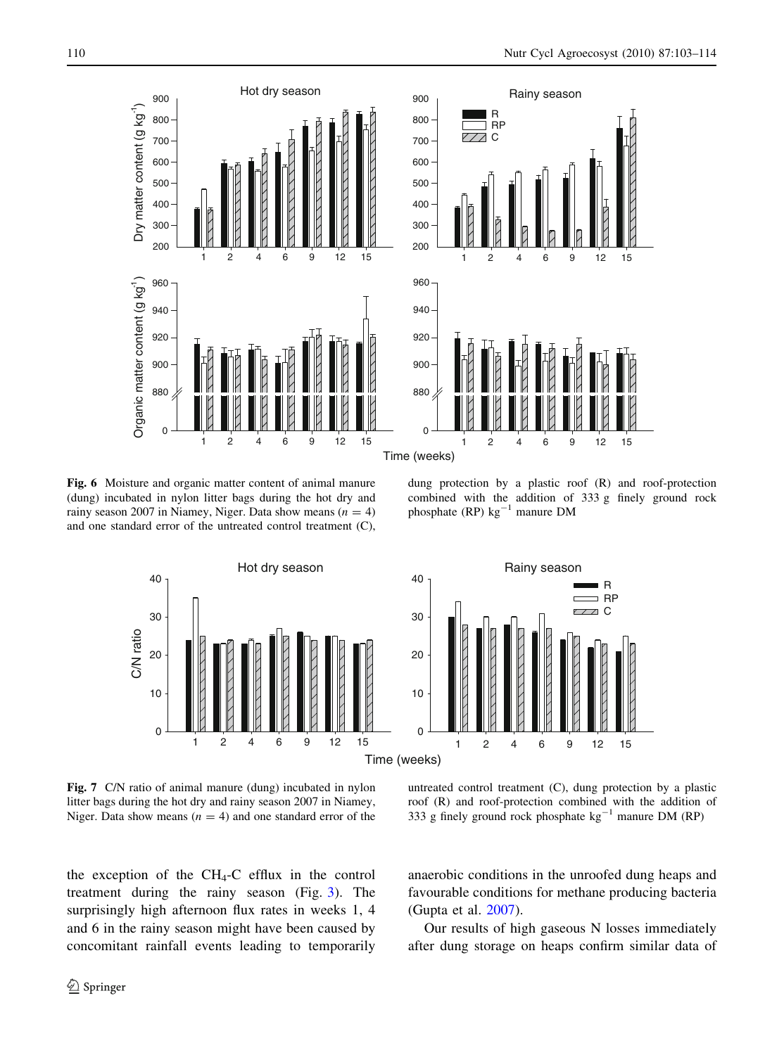Hot dry season

Rainy season

Dry matter content (g kg$^{-1}$)

900
800
700
600
500
400
300
200

R
RP
C

1 2 4 6 9 12 15

Organic matter content (g kg$^{-1}$)

960
940
920
900
880
0

1 2 4 6 9 12 15

Time (weeks)

**Fig. 6** Moisture and organic matter content of animal manure (dung) incubated in nylon litter bags during the hot dry and rainy season 2007 in Niamey, Niger. Data show means ($n = 4$) and one standard error of the untreated control treatment (C), dung protection by a plastic roof (R) and roof-protection combined with the addition of 333 g finely ground rock phosphate (RP) kg$^{-1}$ manure DM

Hot dry season

Rainy season

C/N ratio

40
30
20
10
0

R
RP
C

1 2 4 6 9 12 15

Time (weeks)

**Fig. 7** C/N ratio of animal manure (dung) incubated in nylon litter bags during the hot dry and rainy season 2007 in Niamey, Niger. Data show means ($n = 4$) and one standard error of the untreated control treatment (C), dung protection by a plastic roof (R) and roof-protection combined with the addition of 333 g finely ground rock phosphate kg$^{-1}$ manure DM (RP)

the exception of the $CH_4$-C efflux in the control treatment during the rainy season (Fig. 3). The surprisingly high afternoon flux rates in weeks 1, 4 and 6 in the rainy season might have been caused by concomitant rainfall events leading to temporarily anaerobic conditions in the unroofed dung heaps and favourable conditions for methane producing bacteria (Gupta et al. 2007).

Our results of high gaseous N losses immediately after dung storage on heaps confirm similar data of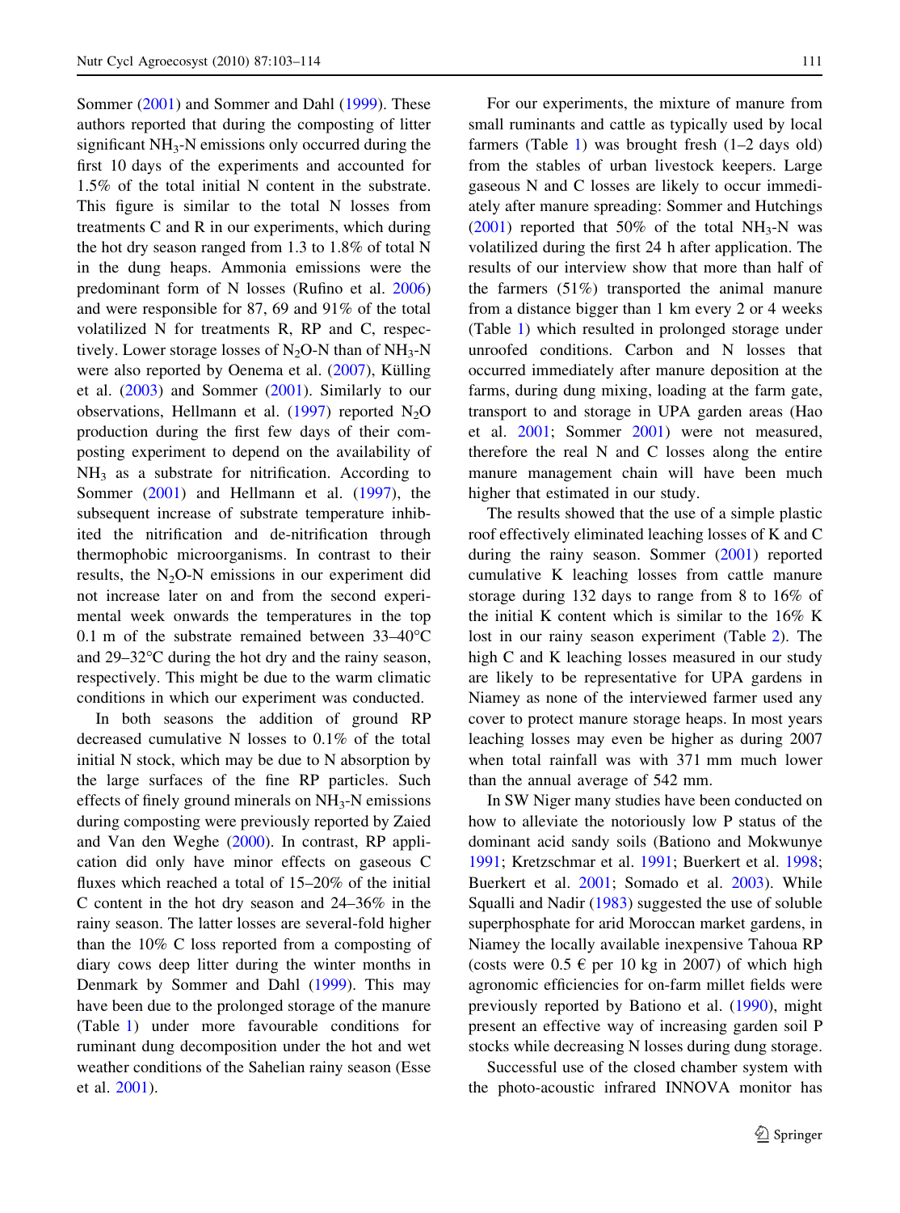Sommer (2001) and Sommer and Dahl (1999). These authors reported that during the composting of litter significant $NH_3$-N emissions only occurred during the first 10 days of the experiments and accounted for 1.5% of the total initial N content in the substrate. This figure is similar to the total N losses from treatments C and R in our experiments, which during the hot dry season ranged from 1.3 to 1.8% of total N in the dung heaps. Ammonia emissions were the predominant form of N losses (Rufino et al. 2006) and were responsible for 87, 69 and 91% of the total volatilized N for treatments R, RP and C, respectively. Lower storage losses of $N_2O$-N than of $NH_3$-N were also reported by Oenema et al. (2007), Külling et al. (2003) and Sommer (2001). Similarly to our observations, Hellmann et al. (1997) reported $N_2O$ production during the first few days of their composting experiment to depend on the availability of $NH_3$ as a substrate for nitrification. According to Sommer (2001) and Hellmann et al. (1997), the subsequent increase of substrate temperature inhibited the nitrification and de-nitrification through thermophobic microorganisms. In contrast to their results, the $N_2O$-N emissions in our experiment did not increase later on and from the second experimental week onwards the temperatures in the top 0.1 m of the substrate remained between 33–40°C and 29–32°C during the hot dry and the rainy season, respectively. This might be due to the warm climatic conditions in which our experiment was conducted.

In both seasons the addition of ground RP decreased cumulative N losses to 0.1% of the total initial N stock, which may be due to N absorption by the large surfaces of the fine RP particles. Such effects of finely ground minerals on $NH_3$-N emissions during composting were previously reported by Zaied and Van den Weghe (2000). In contrast, RP application did only have minor effects on gaseous C fluxes which reached a total of 15–20% of the initial C content in the hot dry season and 24–36% in the rainy season. The latter losses are several-fold higher than the 10% C loss reported from a composting of diary cows deep litter during the winter months in Denmark by Sommer and Dahl (1999). This may have been due to the prolonged storage of the manure (Table 1) under more favourable conditions for ruminant dung decomposition under the hot and wet weather conditions of the Sahelian rainy season (Esse et al. 2001).

For our experiments, the mixture of manure from small ruminants and cattle as typically used by local farmers (Table 1) was brought fresh (1–2 days old) from the stables of urban livestock keepers. Large gaseous N and C losses are likely to occur immediately after manure spreading: Sommer and Hutchings (2001) reported that 50% of the total $NH_3$-N was volatilized during the first 24 h after application. The results of our interview show that more than half of the farmers (51%) transported the animal manure from a distance bigger than 1 km every 2 or 4 weeks (Table 1) which resulted in prolonged storage under unroofed conditions. Carbon and N losses that occurred immediately after manure deposition at the farms, during dung mixing, loading at the farm gate, transport to and storage in UPA garden areas (Hao et al. 2001; Sommer 2001) were not measured, therefore the real N and C losses along the entire manure management chain will have been much higher that estimated in our study.

The results showed that the use of a simple plastic roof effectively eliminated leaching losses of K and C during the rainy season. Sommer (2001) reported cumulative K leaching losses from cattle manure storage during 132 days to range from 8 to 16% of the initial K content which is similar to the 16% K lost in our rainy season experiment (Table 2). The high C and K leaching losses measured in our study are likely to be representative for UPA gardens in Niamey as none of the interviewed farmer used any cover to protect manure storage heaps. In most years leaching losses may even be higher as during 2007 when total rainfall was with 371 mm much lower than the annual average of 542 mm.

In SW Niger many studies have been conducted on how to alleviate the notoriously low P status of the dominant acid sandy soils (Bationo and Mokwunye 1991; Kretzschmar et al. 1991; Buerkert et al. 1998; Buerkert et al. 2001; Somado et al. 2003). While Squalli and Nadir (1983) suggested the use of soluble superphosphate for arid Moroccan market gardens, in Niamey the locally available inexpensive Tahoua RP (costs were 0.5 € per 10 kg in 2007) of which high agronomic efficiencies for on-farm millet fields were previously reported by Bationo et al. (1990), might present an effective way of increasing garden soil P stocks while decreasing N losses during dung storage.

Successful use of the closed chamber system with the photo-acoustic infrared INNOVA monitor has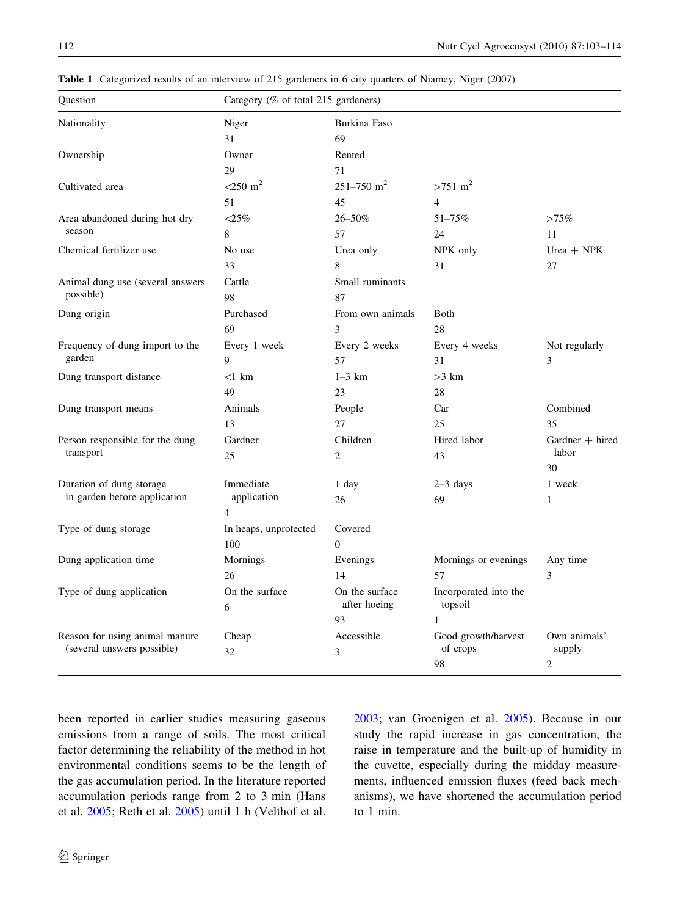**Table 1** Categorized results of an interview of 215 gardeners in 6 city quarters of Niamey, Niger (2007)

| Question | Category (% of total 215 gardeners) | | | |
|---|---|---|---|---|
| Nationality | Niger | Burkina Faso | | |
| | 31 | 69 | | |
| Ownership | Owner | Rented | | |
| | 29 | 71 | | |
| Cultivated area | <250 $m^2$ | 251–750 $m^2$ | >751 $m^2$ | |
| | 51 | 45 | 4 | |
| Area abandoned during hot dry season | <25% | 26–50% | 51–75% | >75% |
| | 8 | 57 | 24 | 11 |
| Chemical fertilizer use | No use | Urea only | NPK only | Urea + NPK |
| | 33 | 8 | 31 | 27 |
| Animal dung use (several answers possible) | Cattle | Small ruminants | | |
| | 98 | 87 | | |
| Dung origin | Purchased | From own animals | Both | |
| | 69 | 3 | 28 | |
| Frequency of dung import to the garden | Every 1 week | Every 2 weeks | Every 4 weeks | Not regularly |
| | 9 | 57 | 31 | 3 |
| Dung transport distance | <1 km | 1–3 km | >3 km | |
| | 49 | 23 | 28 | |
| Dung transport means | Animals | People | Car | Combined |
| | 13 | 27 | 25 | 35 |
| Person responsible for the dung transport | Gardner | Children | Hired labor | Gardner + hired labor |
| | 25 | 2 | 43 | 30 |
| Duration of dung storage in garden before application | Immediate application | 1 day | 2–3 days | 1 week |
| | 4 | 26 | 69 | 1 |
| Type of dung storage | In heaps, unprotected | Covered | | |
| | 100 | 0 | | |
| Dung application time | Mornings | Evenings | Mornings or evenings | Any time |
| | 26 | 14 | 57 | 3 |
| Type of dung application | On the surface | On the surface after hoeing | Incorporated into the topsoil | |
| | 6 | 93 | 1 | |
| Reason for using animal manure (several answers possible) | Cheap | Accessible | Good growth/harvest of crops | Own animals' supply |
| | 32 | 3 | 98 | 2 |

been reported in earlier studies measuring gaseous emissions from a range of soils. The most critical factor determining the reliability of the method in hot environmental conditions seems to be the length of the gas accumulation period. In the literature reported accumulation periods range from 2 to 3 min (Hans et al. 2005; Reth et al. 2005) until 1 h (Velthof et al. 2003; van Groenigen et al. 2005). Because in our study the rapid increase in gas concentration, the raise in temperature and the built-up of humidity in the cuvette, especially during the midday measurements, influenced emission fluxes (feed back mechanisms), we have shortened the accumulation period to 1 min.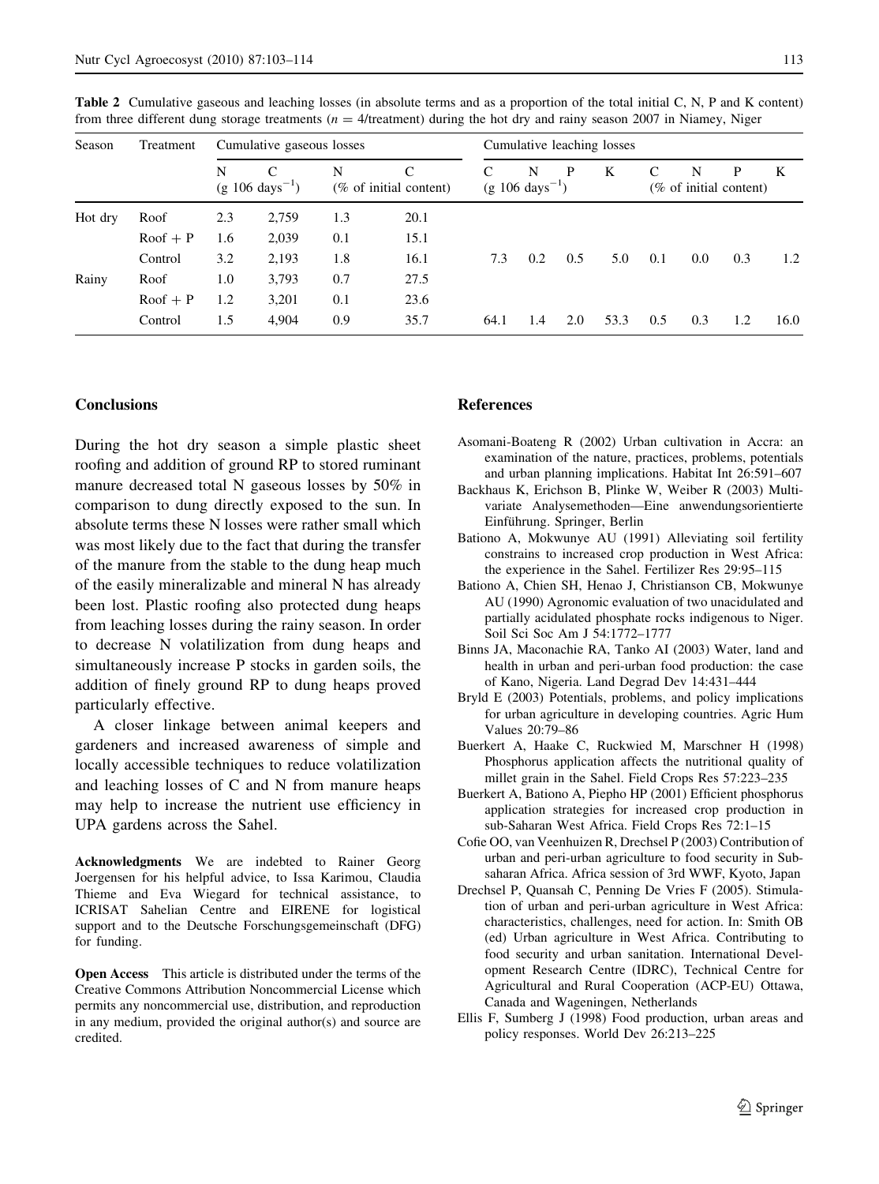**Table 2** Cumulative gaseous and leaching losses (in absolute terms and as a proportion of the total initial C, N, P and K content) from three different dung storage treatments ($n = 4$/treatment) during the hot dry and rainy season 2007 in Niamey, Niger

| Season | Treatment | Cumulative gaseous losses | | | | Cumulative leaching losses | | | | | | | |
|---|---|---|---|---|---|---|---|---|---|---|---|---|---|
| | | N | C | N | C | C | N | P | K | C | N | P | K |
| | | (g 106 $days^{-1}$) | | (% of initial content) | | (g 106 $days^{-1}$) | | | | (% of initial content) | | | |
| Hot dry | Roof | 2.3 | 2,759 | 1.3 | 20.1 | | | | | | | | |
| | Roof + P | 1.6 | 2,039 | 0.1 | 15.1 | | | | | | | | |
| | Control | 3.2 | 2,193 | 1.8 | 16.1 | 7.3 | 0.2 | 0.5 | 5.0 | 0.1 | 0.0 | 0.3 | 1.2 |
| Rainy | Roof | 1.0 | 3,793 | 0.7 | 27.5 | | | | | | | | |
| | Roof + P | 1.2 | 3,201 | 0.1 | 23.6 | | | | | | | | |
| | Control | 1.5 | 4,904 | 0.9 | 35.7 | 64.1 | 1.4 | 2.0 | 53.3 | 0.5 | 0.3 | 1.2 | 16.0 |

## Conclusions

During the hot dry season a simple plastic sheet roofing and addition of ground RP to stored ruminant manure decreased total N gaseous losses by 50% in comparison to dung directly exposed to the sun. In absolute terms these N losses were rather small which was most likely due to the fact that during the transfer of the manure from the stable to the dung heap much of the easily mineralizable and mineral N has already been lost. Plastic roofing also protected dung heaps from leaching losses during the rainy season. In order to decrease N volatilization from dung heaps and simultaneously increase P stocks in garden soils, the addition of finely ground RP to dung heaps proved particularly effective.

A closer linkage between animal keepers and gardeners and increased awareness of simple and locally accessible techniques to reduce volatilization and leaching losses of C and N from manure heaps may help to increase the nutrient use efficiency in UPA gardens across the Sahel.

**Acknowledgments** We are indebted to Rainer Georg Joergensen for his helpful advice, to Issa Karimou, Claudia Thieme and Eva Wiegard for technical assistance, to ICRISAT Sahelian Centre and EIRENE for logistical support and to the Deutsche Forschungsgemeinschaft (DFG) for funding.

**Open Access** This article is distributed under the terms of the Creative Commons Attribution Noncommercial License which permits any noncommercial use, distribution, and reproduction in any medium, provided the original author(s) and source are credited.

## References

Asomani-Boateng R (2002) Urban cultivation in Accra: an examination of the nature, practices, problems, potentials and urban planning implications. Habitat Int 26:591–607

Backhaus K, Erichson B, Plinke W, Weiber R (2003) Multivariate Analysemethoden—Eine anwendungsorientierte Einführung. Springer, Berlin

Bationo A, Mokwunye AU (1991) Alleviating soil fertility constrains to increased crop production in West Africa: the experience in the Sahel. Fertilizer Res 29:95–115

Bationo A, Chien SH, Henao J, Christianson CB, Mokwunye AU (1990) Agronomic evaluation of two unacidulated and partially acidulated phosphate rocks indigenous to Niger. Soil Sci Soc Am J 54:1772–1777

Binns JA, Maconachie RA, Tanko AI (2003) Water, land and health in urban and peri-urban food production: the case of Kano, Nigeria. Land Degrad Dev 14:431–444

Bryld E (2003) Potentials, problems, and policy implications for urban agriculture in developing countries. Agric Hum Values 20:79–86

Buerkert A, Haake C, Ruckwied M, Marschner H (1998) Phosphorus application affects the nutritional quality of millet grain in the Sahel. Field Crops Res 57:223–235

Buerkert A, Bationo A, Piepho HP (2001) Efficient phosphorus application strategies for increased crop production in sub-Saharan West Africa. Field Crops Res 72:1–15

Cofie OO, van Veenhuizen R, Drechsel P (2003) Contribution of urban and peri-urban agriculture to food security in Sub-saharan Africa. Africa session of 3rd WWF, Kyoto, Japan

Drechsel P, Quansah C, Penning De Vries F (2005). Stimulation of urban and peri-urban agriculture in West Africa: characteristics, challenges, need for action. In: Smith OB (ed) Urban agriculture in West Africa. Contributing to food security and urban sanitation. International Development Research Centre (IDRC), Technical Centre for Agricultural and Rural Cooperation (ACP-EU) Ottawa, Canada and Wageningen, Netherlands

Ellis F, Sumberg J (1998) Food production, urban areas and policy responses. World Dev 26:213–225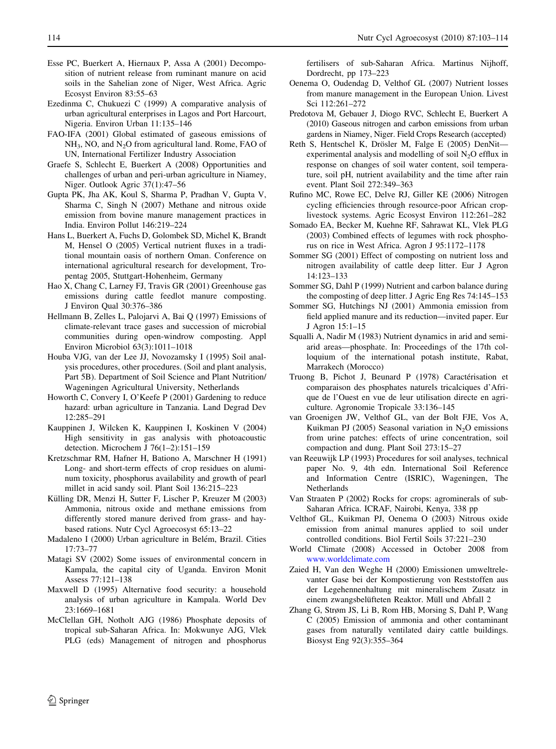Esse PC, Buerkert A, Hiernaux P, Assa A (2001) Decomposition of nutrient release from ruminant manure on acid soils in the Sahelian zone of Niger, West Africa. Agric Ecosyst Environ 83:55–63

Ezedinma C, Chukuezi C (1999) A comparative analysis of urban agricultural enterprises in Lagos and Port Harcourt, Nigeria. Environ Urban 11:135–146

FAO-IFA (2001) Global estimated of gaseous emissions of $NH_3$, NO, and $N_2O$ from agricultural land. Rome, FAO of UN, International Fertilizer Industry Association

Graefe S, Schlecht E, Buerkert A (2008) Opportunities and challenges of urban and peri-urban agriculture in Niamey, Niger. Outlook Agric 37(1):47–56

Gupta PK, Jha AK, Koul S, Sharma P, Pradhan V, Gupta V, Sharma C, Singh N (2007) Methane and nitrous oxide emission from bovine manure management practices in India. Environ Pollut 146:219–224

Hans L, Buerkert A, Fuchs D, Golombek SD, Michel K, Brandt M, Hensel O (2005) Vertical nutrient fluxes in a traditional mountain oasis of northern Oman. Conference on international agricultural research for development, Tropentag 2005, Stuttgart-Hohenheim, Germany

Hao X, Chang C, Larney FJ, Travis GR (2001) Greenhouse gas emissions during cattle feedlot manure composting. J Environ Qual 30:376–386

Hellmann B, Zelles L, Palojarvi A, Bai Q (1997) Emissions of climate-relevant trace gases and succession of microbial communities during open-windrow composting. Appl Environ Microbiol 63(3):1011–1018

Houba VJG, van der Lee JJ, Novozamsky I (1995) Soil analysis procedures, other procedures. (Soil and plant analysis, Part 5B). Department of Soil Science and Plant Nutrition/Wageningen Agricultural University, Netherlands

Howorth C, Convery I, O'Keefe P (2001) Gardening to reduce hazard: urban agriculture in Tanzania. Land Degrad Dev 12:285–291

Kauppinen J, Wilcken K, Kauppinen I, Koskinen V (2004) High sensitivity in gas analysis with photoacoustic detection. Microchem J 76(1–2):151–159

Kretzschmar RM, Hafner H, Bationo A, Marschner H (1991) Long- and short-term effects of crop residues on aluminum toxicity, phosphorus availability and growth of pearl millet in acid sandy soil. Plant Soil 136:215–223

Külling DR, Menzi H, Sutter F, Lischer P, Kreuzer M (2003) Ammonia, nitrous oxide and methane emissions from differently stored manure derived from grass- and hay-based rations. Nutr Cycl Agroecosyst 65:13–22

Madaleno I (2000) Urban agriculture in Belém, Brazil. Cities 17:73–77

Matagi SV (2002) Some issues of environmental concern in Kampala, the capital city of Uganda. Environ Monit Assess 77:121–138

Maxwell D (1995) Alternative food security: a household analysis of urban agriculture in Kampala. World Dev 23:1669–1681

McClellan GH, Notholt AJG (1986) Phosphate deposits of tropical sub-Saharan Africa. In: Mokwunye AJG, Vlek PLG (eds) Management of nitrogen and phosphorus fertilisers of sub-Saharan Africa. Martinus Nijhoff, Dordrecht, pp 173–223

Oenema O, Oudendag D, Velthof GL (2007) Nutrient losses from manure management in the European Union. Livest Sci 112:261–272

Predotova M, Gebauer J, Diogo RVC, Schlecht E, Buerkert A (2010) Gaseous nitrogen and carbon emissions from urban gardens in Niamey, Niger. Field Crops Research (accepted)

Reth S, Hentschel K, Drösler M, Falge E (2005) DenNit—experimental analysis and modelling of soil $N_2O$ efflux in response on changes of soil water content, soil temperature, soil pH, nutrient availability and the time after rain event. Plant Soil 272:349–363

Rufino MC, Rowe EC, Delve RJ, Giller KE (2006) Nitrogen cycling efficiencies through resource-poor African crop-livestock systems. Agric Ecosyst Environ 112:261–282

Somado EA, Becker M, Kuehne RF, Sahrawat KL, Vlek PLG (2003) Combined effects of legumes with rock phosphorus on rice in West Africa. Agron J 95:1172–1178

Sommer SG (2001) Effect of composting on nutrient loss and nitrogen availability of cattle deep litter. Eur J Agron 14:123–133

Sommer SG, Dahl P (1999) Nutrient and carbon balance during the composting of deep litter. J Agric Eng Res 74:145–153

Sommer SG, Hutchings NJ (2001) Ammonia emission from field applied manure and its reduction—invited paper. Eur J Agron 15:1–15

Squalli A, Nadir M (1983) Nutrient dynamics in arid and semi-arid areas—phosphate. In: Proceedings of the 17th colloquium of the international potash institute, Rabat, Marrakech (Morocco)

Truong B, Pichot J, Beunard P (1978) Caractérisation et comparaison des phosphates naturels tricalciques d'Afrique de l'Ouest en vue de leur utilisation directe en agriculture. Agronomie Tropicale 33:136–145

van Groenigen JW, Velthof GL, van der Bolt FJE, Vos A, Kuikman PJ (2005) Seasonal variation in $N_2O$ emissions from urine patches: effects of urine concentration, soil compaction and dung. Plant Soil 273:15–27

van Reeuwijk LP (1993) Procedures for soil analyses, technical paper No. 9, 4th edn. International Soil Reference and Information Centre (ISRIC), Wageningen, The Netherlands

Van Straaten P (2002) Rocks for crops: agrominerals of sub-Saharan Africa. ICRAF, Nairobi, Kenya, 338 pp

Velthof GL, Kuikman PJ, Oenema O (2003) Nitrous oxide emission from animal manures applied to soil under controlled conditions. Biol Fertil Soils 37:221–230

World Climate (2008) Accessed in October 2008 from www.worldclimate.com

Zaied H, Van den Weghe H (2000) Emissionen umweltrelevanter Gase bei der Kompostierung von Reststoffen aus der Legehennenhaltung mit mineralischem Zusatz in einem zwangsbelüfteten Reaktor. Müll und Abfall 2

Zhang G, Strøm JS, Li B, Rom HB, Morsing S, Dahl P, Wang C (2005) Emission of ammonia and other contaminant gases from naturally ventilated dairy cattle buildings. Biosyst Eng 92(3):355–364